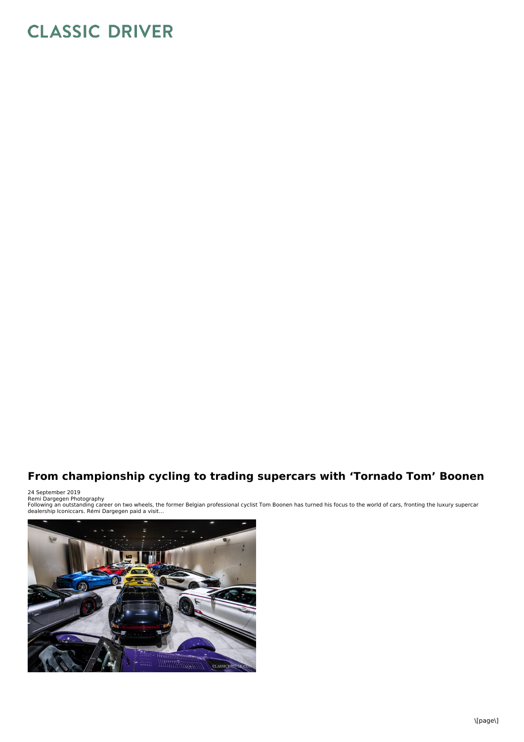CLASSIC DRIVER

## From championship cycling to trading supercars with 'Tornado Tom' Boonen

24 September 2019
Remi Dargegen Photography
Following an outstanding career on two wheels, the former Belgian professional cyclist Tom Boonen has turned his focus to the world of cars, fronting the luxury supercar dealership Iconiccars. Rémi Dargegen paid a visit...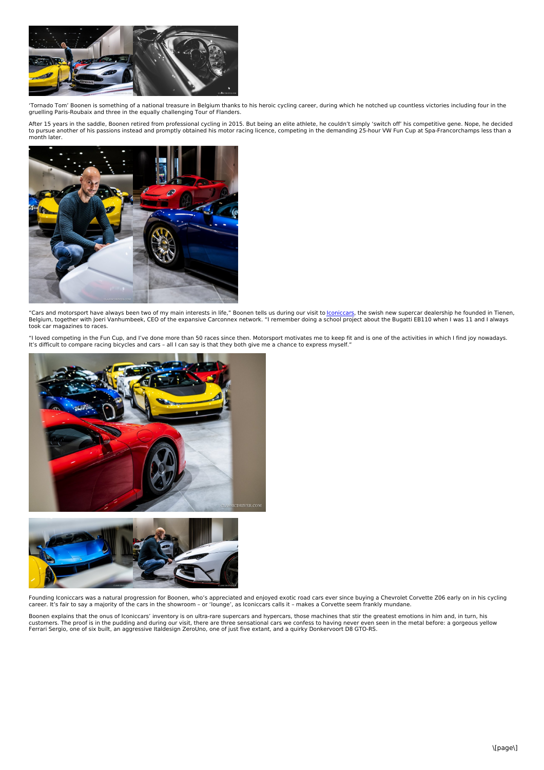'Tornado Tom' Boonen is something of a national treasure in Belgium thanks to his heroic cycling career, during which he notched up countless victories including four in the gruelling Paris-Roubaix and three in the equally challenging Tour of Flanders.

After 15 years in the saddle, Boonen retired from professional cycling in 2015. But being an elite athlete, he couldn't simply 'switch off' his competitive gene. Nope, he decided to pursue another of his passions instead and promptly obtained his motor racing licence, competing in the demanding 25-hour VW Fun Cup at Spa-Francorchamps less than a month later.

"Cars and motorsport have always been two of my main interests in life," Boonen tells us during our visit to Iconiccars, the swish new supercar dealership he founded in Tienen, Belgium, together with Joeri Vanhumbeek, CEO of the expansive Carconnex network. "I remember doing a school project about the Bugatti EB110 when I was 11 and I always took car magazines to races.

"I loved competing in the Fun Cup, and I've done more than 50 races since then. Motorsport motivates me to keep fit and is one of the activities in which I find joy nowadays. It's difficult to compare racing bicycles and cars – all I can say is that they both give me a chance to express myself."

Founding Iconiccars was a natural progression for Boonen, who's appreciated and enjoyed exotic road cars ever since buying a Chevrolet Corvette Z06 early on in his cycling career. It's fair to say a majority of the cars in the showroom – or 'lounge', as Iconiccars calls it – makes a Corvette seem frankly mundane.

Boonen explains that the onus of Iconiccars' inventory is on ultra-rare supercars and hypercars, those machines that stir the greatest emotions in him and, in turn, his customers. The proof is in the pudding and during our visit, there are three sensational cars we confess to having never even seen in the metal before: a gorgeous yellow Ferrari Sergio, one of six built, an aggressive Italdesign ZeroUno, one of just five extant, and a quirky Donkervoort D8 GTO-RS.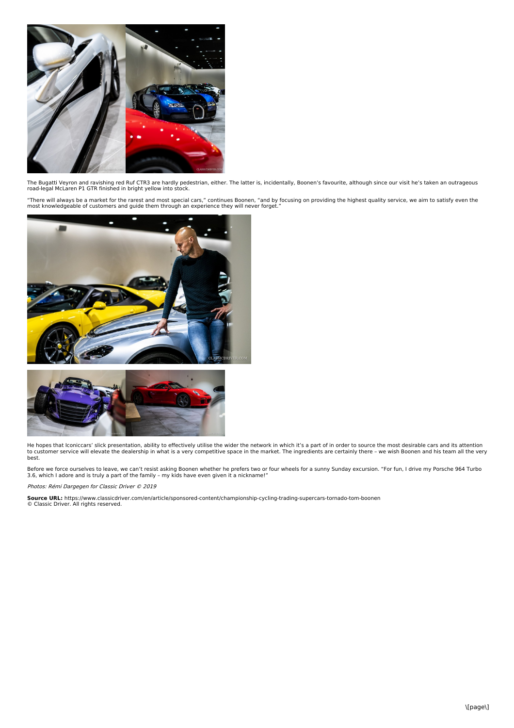The Bugatti Veyron and ravishing red Ruf CTR3 are hardly pedestrian, either. The latter is, incidentally, Boonen's favourite, although since our visit he's taken an outrageous road-legal McLaren P1 GTR finished in bright yellow into stock.

"There will always be a market for the rarest and most special cars," continues Boonen, "and by focusing on providing the highest quality service, we aim to satisfy even the most knowledgeable of customers and guide them through an experience they will never forget."

He hopes that Iconiccars' slick presentation, ability to effectively utilise the wider the network in which it's a part of in order to source the most desirable cars and its attention to customer service will elevate the dealership in what is a very competitive space in the market. The ingredients are certainly there – we wish Boonen and his team all the very best.

Before we force ourselves to leave, we can't resist asking Boonen whether he prefers two or four wheels for a sunny Sunday excursion. "For fun, I drive my Porsche 964 Turbo 3.6, which I adore and is truly a part of the family – my kids have even given it a nickname!"

*Photos: Rémi Dargegen for Classic Driver © 2019*

**Source URL:** https://www.classicdriver.com/en/article/sponsored-content/championship-cycling-trading-supercars-tornado-tom-boonen
© Classic Driver. All rights reserved.